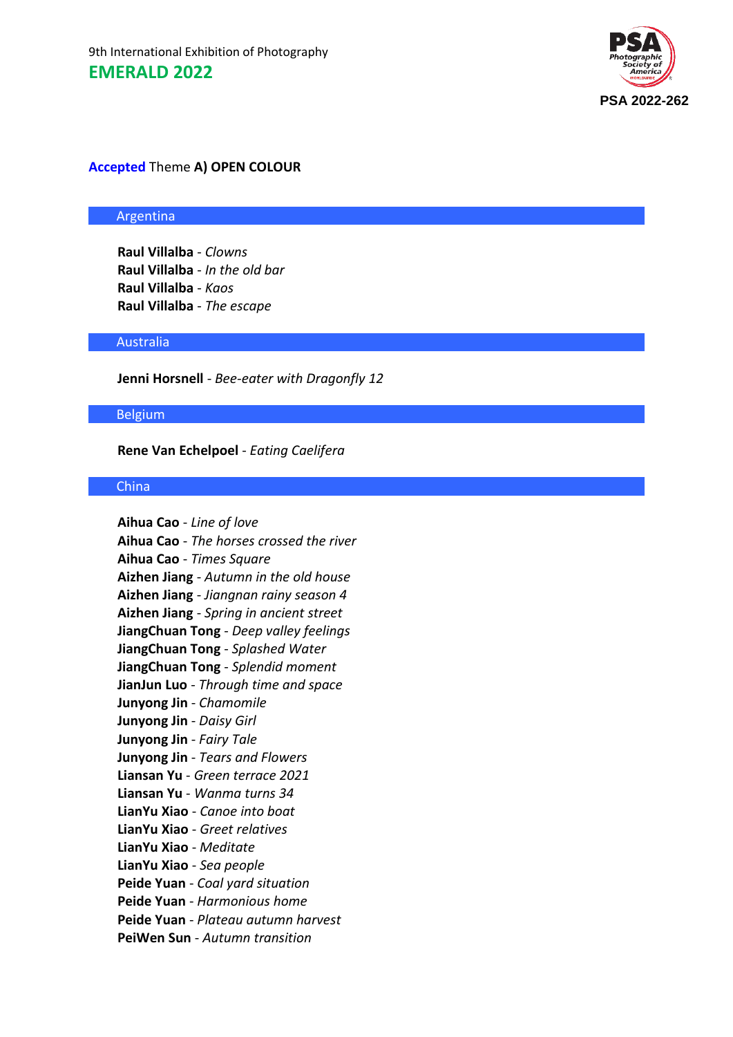9th International Exhibition of Photography

# EMERALD 2022

**PSA 2022-262**

## Accepted Theme **A) OPEN COLOUR**

### Argentina

**Raul Villalba** - *Clowns*
**Raul Villalba** - *In the old bar*
**Raul Villalba** - *Kaos*
**Raul Villalba** - *The escape*

### Australia

**Jenni Horsnell** - *Bee-eater with Dragonfly 12*

### Belgium

**Rene Van Echelpoel** - *Eating Caelifera*

### China

**Aihua Cao** - *Line of love*
**Aihua Cao** - *The horses crossed the river*
**Aihua Cao** - *Times Square*
**Aizhen Jiang** - *Autumn in the old house*
**Aizhen Jiang** - *Jiangnan rainy season 4*
**Aizhen Jiang** - *Spring in ancient street*
**JiangChuan Tong** - *Deep valley feelings*
**JiangChuan Tong** - *Splashed Water*
**JiangChuan Tong** - *Splendid moment*
**JianJun Luo** - *Through time and space*
**Junyong Jin** - *Chamomile*
**Junyong Jin** - *Daisy Girl*
**Junyong Jin** - *Fairy Tale*
**Junyong Jin** - *Tears and Flowers*
**Liansan Yu** - *Green terrace 2021*
**Liansan Yu** - *Wanma turns 34*
**LianYu Xiao** - *Canoe into boat*
**LianYu Xiao** - *Greet relatives*
**LianYu Xiao** - *Meditate*
**LianYu Xiao** - *Sea people*
**Peide Yuan** - *Coal yard situation*
**Peide Yuan** - *Harmonious home*
**Peide Yuan** - *Plateau autumn harvest*
**PeiWen Sun** - *Autumn transition*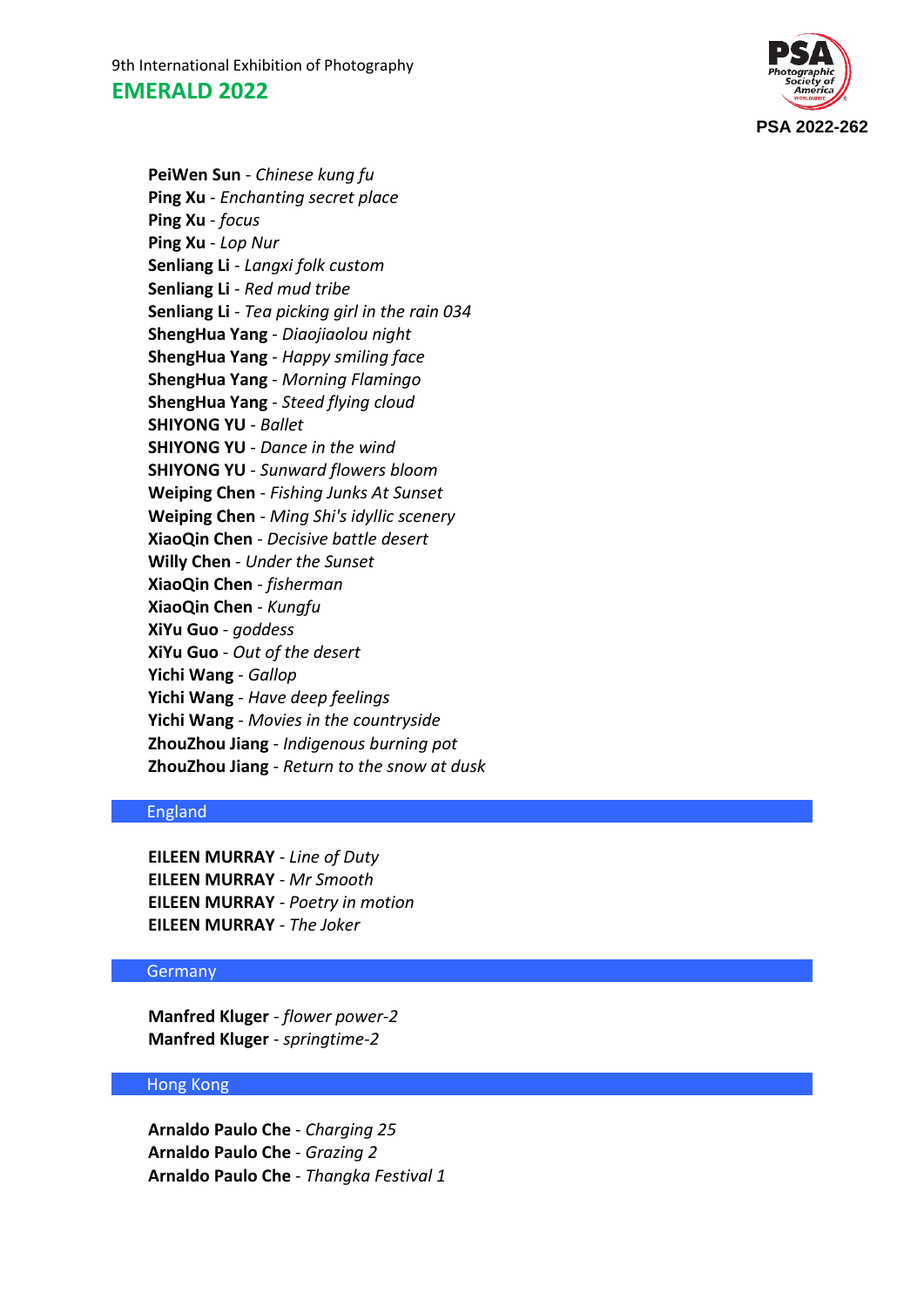**PeiWen Sun** - *Chinese kung fu*
**Ping Xu** - *Enchanting secret place*
**Ping Xu** - *focus*
**Ping Xu** - *Lop Nur*
**Senliang Li** - *Langxi folk custom*
**Senliang Li** - *Red mud tribe*
**Senliang Li** - *Tea picking girl in the rain 034*
**ShengHua Yang** - *Diaojiaolou night*
**ShengHua Yang** - *Happy smiling face*
**ShengHua Yang** - *Morning Flamingo*
**ShengHua Yang** - *Steed flying cloud*
**SHIYONG YU** - *Ballet*
**SHIYONG YU** - *Dance in the wind*
**SHIYONG YU** - *Sunward flowers bloom*
**Weiping Chen** - *Fishing Junks At Sunset*
**Weiping Chen** - *Ming Shi's idyllic scenery*
**XiaoQin Chen** - *Decisive battle desert*
**Willy Chen** - *Under the Sunset*
**XiaoQin Chen** - *fisherman*
**XiaoQin Chen** - *Kungfu*
**XiYu Guo** - *goddess*
**XiYu Guo** - *Out of the desert*
**Yichi Wang** - *Gallop*
**Yichi Wang** - *Have deep feelings*
**Yichi Wang** - *Movies in the countryside*
**ZhouZhou Jiang** - *Indigenous burning pot*
**ZhouZhou Jiang** - *Return to the snow at dusk*

## England

**EILEEN MURRAY** - *Line of Duty*
**EILEEN MURRAY** - *Mr Smooth*
**EILEEN MURRAY** - *Poetry in motion*
**EILEEN MURRAY** - *The Joker*

## Germany

**Manfred Kluger** - *flower power-2*
**Manfred Kluger** - *springtime-2*

## Hong Kong

**Arnaldo Paulo Che** - *Charging 25*
**Arnaldo Paulo Che** - *Grazing 2*
**Arnaldo Paulo Che** - *Thangka Festival 1*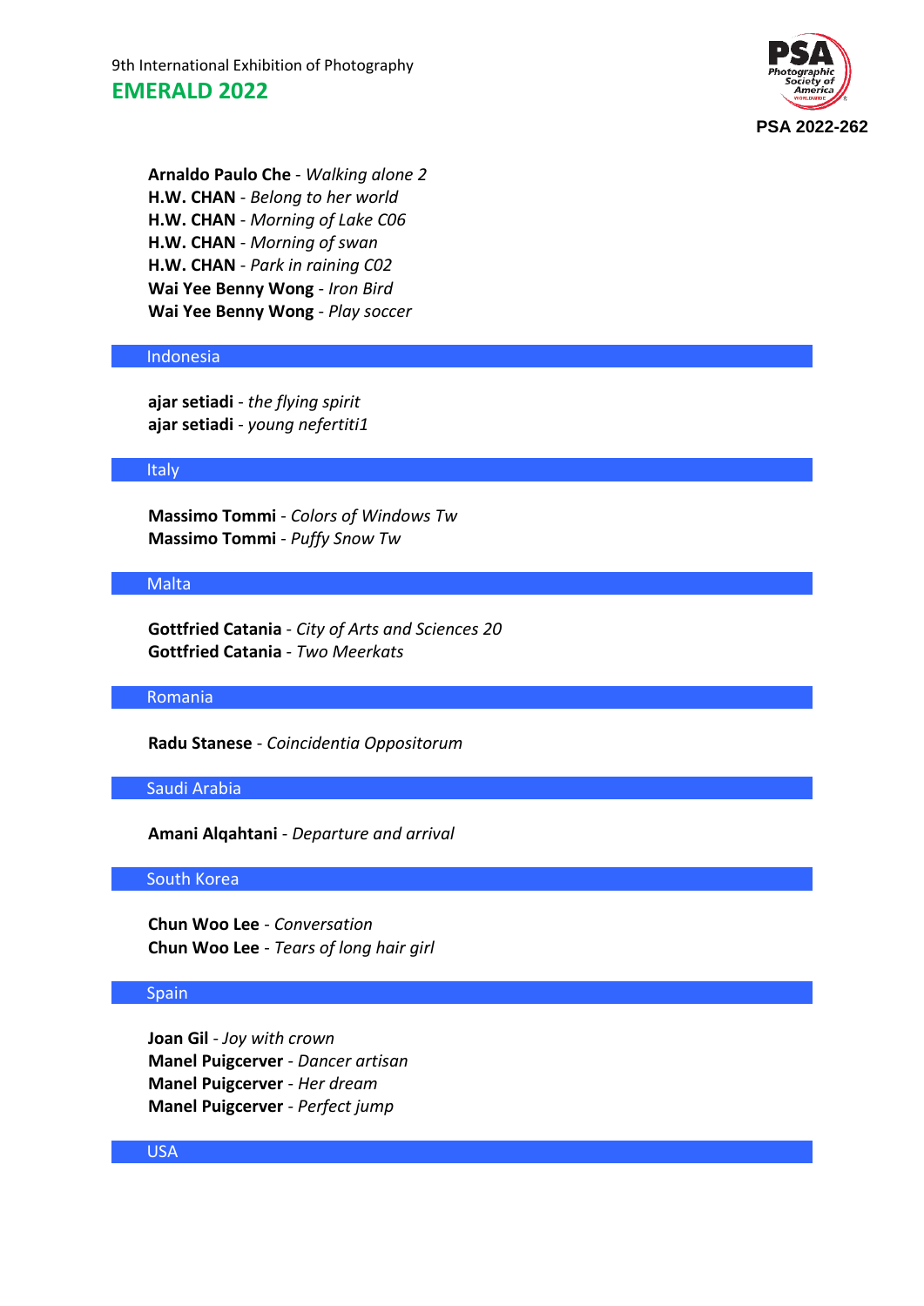**Arnaldo Paulo Che** - *Walking alone 2*
**H.W. CHAN** - *Belong to her world*
**H.W. CHAN** - *Morning of Lake C06*
**H.W. CHAN** - *Morning of swan*
**H.W. CHAN** - *Park in raining C02*
**Wai Yee Benny Wong** - *Iron Bird*
**Wai Yee Benny Wong** - *Play soccer*

## Indonesia

**ajar setiadi** - *the flying spirit*
**ajar setiadi** - *young nefertiti1*

## Italy

**Massimo Tommi** - *Colors of Windows Tw*
**Massimo Tommi** - *Puffy Snow Tw*

## Malta

**Gottfried Catania** - *City of Arts and Sciences 20*
**Gottfried Catania** - *Two Meerkats*

## Romania

**Radu Stanese** - *Coincidentia Oppositorum*

## Saudi Arabia

**Amani Alqahtani** - *Departure and arrival*

## South Korea

**Chun Woo Lee** - *Conversation*
**Chun Woo Lee** - *Tears of long hair girl*

## Spain

**Joan Gil** - *Joy with crown*
**Manel Puigcerver** - *Dancer artisan*
**Manel Puigcerver** - *Her dream*
**Manel Puigcerver** - *Perfect jump*

## USA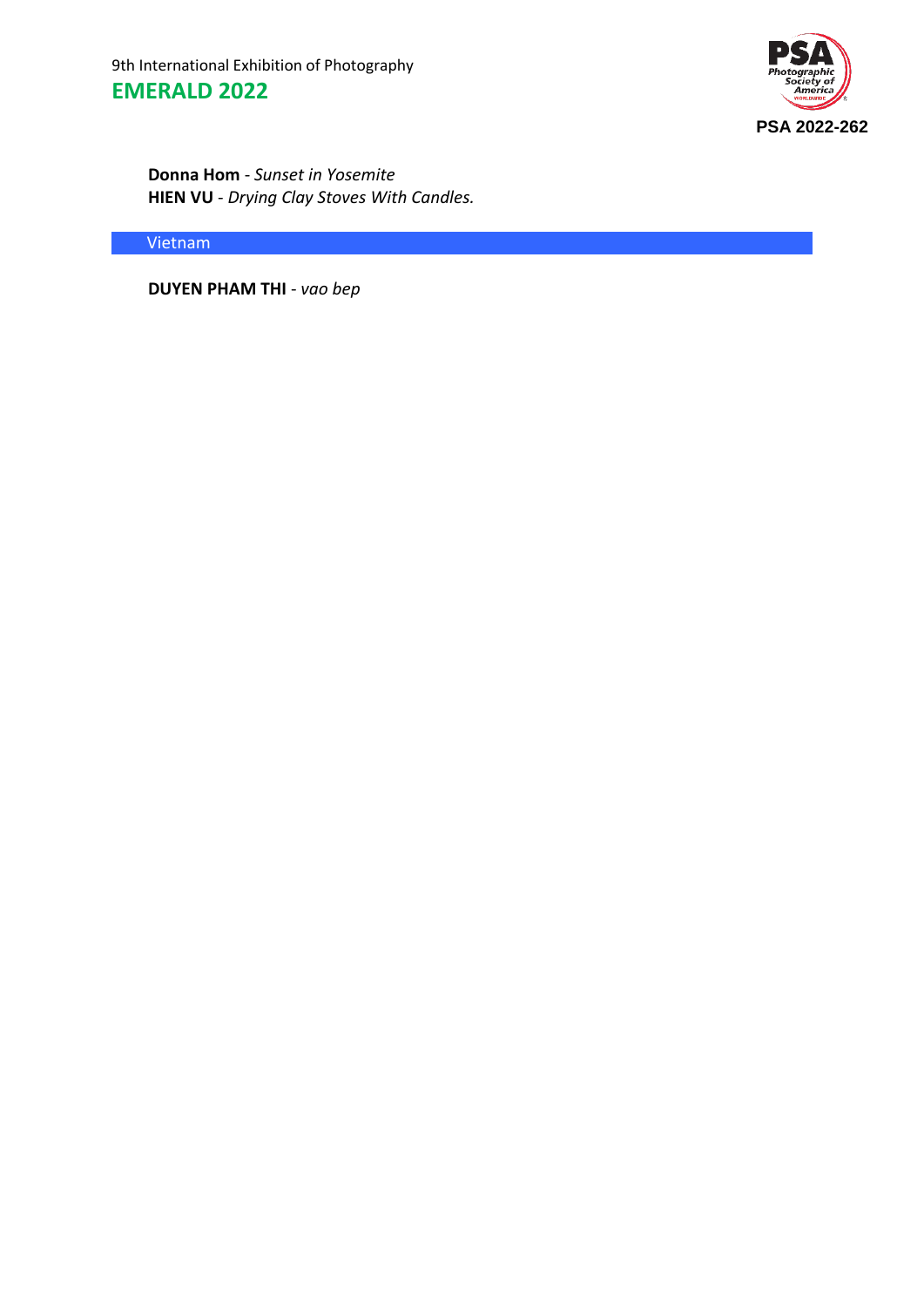**Donna Hom** - *Sunset in Yosemite*
**HIEN VU** - *Drying Clay Stoves With Candles.*

## Vietnam

**DUYEN PHAM THI** - *vao bep*